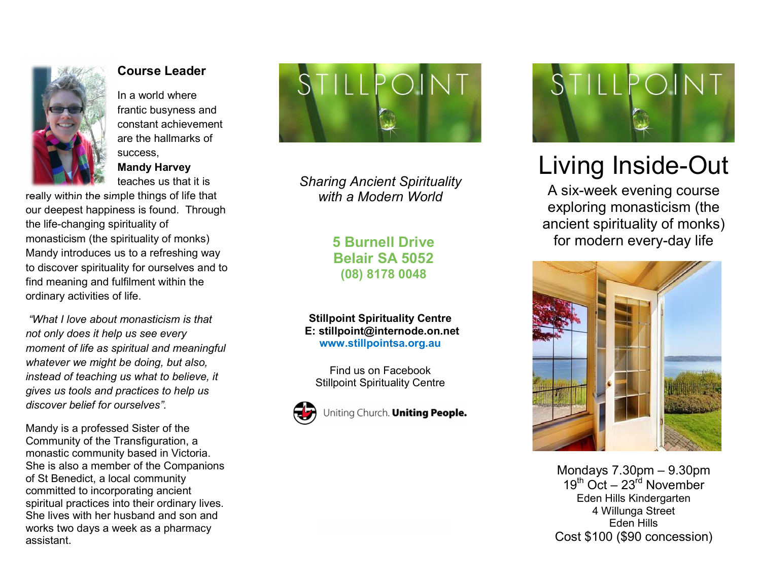## Course Leader

In a world where frantic busyness and constant achievement are the hallmarks of success, **Mandy Harvey** teaches us that it is really within the simple things of life that our deepest happiness is found. Through the life-changing spirituality of monasticism (the spirituality of monks) Mandy introduces us to a refreshing way to discover spirituality for ourselves and to find meaning and fulfilment within the ordinary activities of life.

*"What I love about monasticism is that not only does it help us see every moment of life as spiritual and meaningful whatever we might be doing, but also, instead of teaching us what to believe, it gives us tools and practices to help us discover belief for ourselves".*

Mandy is a professed Sister of the Community of the Transfiguration, a monastic community based in Victoria. She is also a member of the Companions of St Benedict, a local community committed to incorporating ancient spiritual practices into their ordinary lives. She lives with her husband and son and works two days a week as a pharmacy assistant.

STILLPOINT

*Sharing Ancient Spirituality with a Modern World*

**5 Burnell Drive**
**Belair SA 5052**
**(08) 8178 0048**

**Stillpoint Spirituality Centre**
**E: stillpoint@internode.on.net**
**www.stillpointsa.org.au**

Find us on Facebook
Stillpoint Spirituality Centre

Uniting Church. **Uniting People.**

STILLPOINT

# Living Inside-Out

A six-week evening course exploring monasticism (the ancient spirituality of monks) for modern every-day life

Mondays 7.30pm – 9.30pm
19th Oct – 23rd November
Eden Hills Kindergarten
4 Willunga Street
Eden Hills
Cost $100 ($90 concession)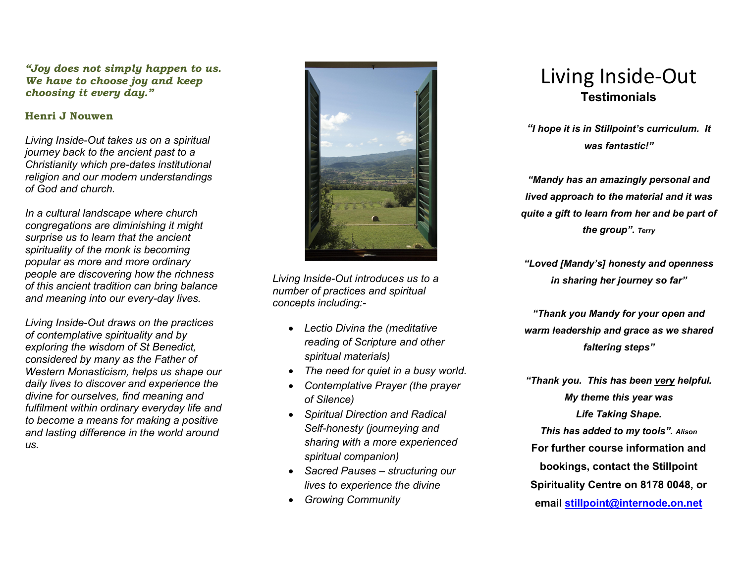*"Joy does not simply happen to us. We have to choose joy and keep choosing it every day."*

**Henri J Nouwen**

*Living Inside-Out takes us on a spiritual journey back to the ancient past to a Christianity which pre-dates institutional religion and our modern understandings of God and church.*

*In a cultural landscape where church congregations are diminishing it might surprise us to learn that the ancient spirituality of the monk is becoming popular as more and more ordinary people are discovering how the richness of this ancient tradition can bring balance and meaning into our every-day lives.*

*Living Inside-Out draws on the practices of contemplative spirituality and by exploring the wisdom of St Benedict, considered by many as the Father of Western Monasticism, helps us shape our daily lives to discover and experience the divine for ourselves, find meaning and fulfilment within ordinary everyday life and to become a means for making a positive and lasting difference in the world around us.*

*Living Inside-Out introduces us to a number of practices and spiritual concepts including:-*

- *Lectio Divina the (meditative reading of Scripture and other spiritual materials)*
- *The need for quiet in a busy world.*
- *Contemplative Prayer (the prayer of Silence)*
- *Spiritual Direction and Radical Self-honesty (journeying and sharing with a more experienced spiritual companion)*
- *Sacred Pauses – structuring our lives to experience the divine*
- *Growing Community*

# Living Inside-Out

## Testimonials

***"I hope it is in Stillpoint's curriculum. It was fantastic!"***

***"Mandy has an amazingly personal and lived approach to the material and it was quite a gift to learn from her and be part of the group". Terry***

***"Loved [Mandy's] honesty and openness in sharing her journey so far"***

***"Thank you Mandy for your open and warm leadership and grace as we shared faltering steps"***

***"Thank you. This has been very helpful. My theme this year was Life Taking Shape. This has added to my tools". Alison***

**For further course information and bookings, contact the Stillpoint Spirituality Centre on 8178 0048, or email stillpoint@internode.on.net**